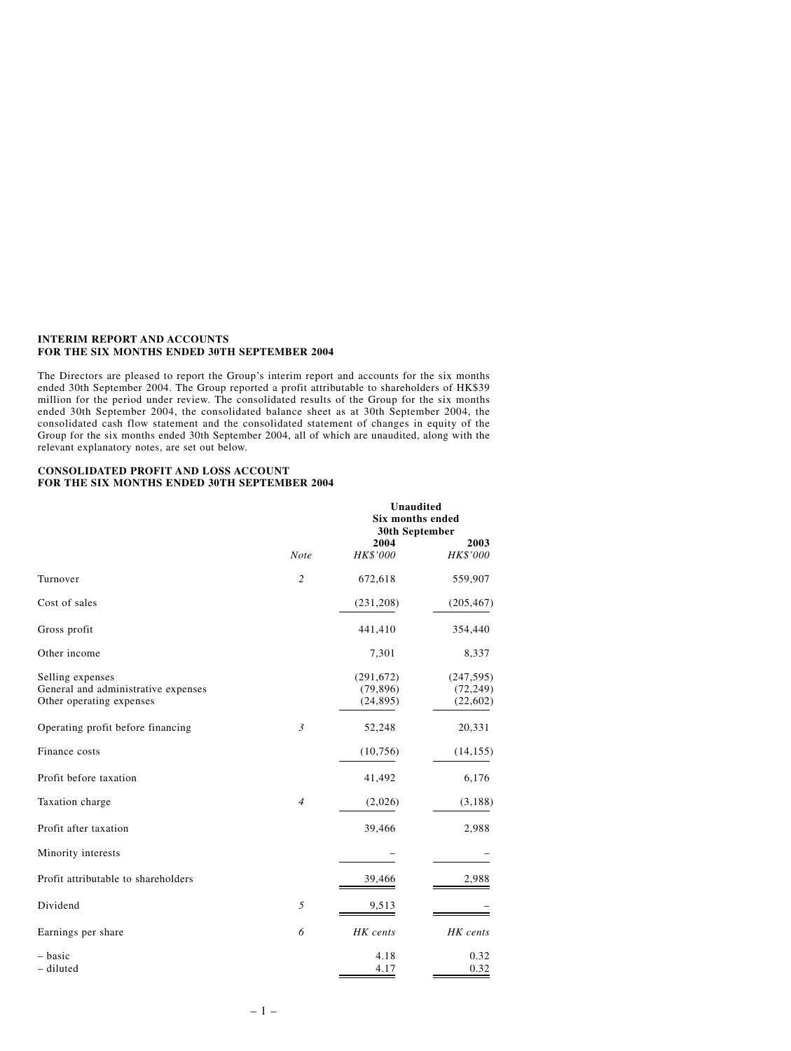## INTERIM REPORT AND ACCOUNTS FOR THE SIX MONTHS ENDED 30TH SEPTEMBER 2004

The Directors are pleased to report the Group's interim report and accounts for the six months ended 30th September 2004. The Group reported a profit attributable to shareholders of HK$39 million for the period under review. The consolidated results of the Group for the six months ended 30th September 2004, the consolidated balance sheet as at 30th September 2004, the consolidated cash flow statement and the consolidated statement of changes in equity of the Group for the six months ended 30th September 2004, all of which are unaudited, along with the relevant explanatory notes, are set out below.

## CONSOLIDATED PROFIT AND LOSS ACCOUNT FOR THE SIX MONTHS ENDED 30TH SEPTEMBER 2004

| | | Unaudited Six months ended 30th September | |
|---|---|---|---|
| | | 2004 | 2003 |
| | *Note* | *HK$'000* | *HK$'000* |
| Turnover | *2* | 672,618 | 559,907 |
| Cost of sales | | (231,208) | (205,467) |
| Gross profit | | 441,410 | 354,440 |
| Other income | | 7,301 | 8,337 |
| Selling expenses | | (291,672) | (247,595) |
| General and administrative expenses | | (79,896) | (72,249) |
| Other operating expenses | | (24,895) | (22,602) |
| Operating profit before financing | *3* | 52,248 | 20,331 |
| Finance costs | | (10,756) | (14,155) |
| Profit before taxation | | 41,492 | 6,176 |
| Taxation charge | *4* | (2,026) | (3,188) |
| Profit after taxation | | 39,466 | 2,988 |
| Minority interests | | – | – |
| Profit attributable to shareholders | | 39,466 | 2,988 |
| Dividend | *5* | 9,513 | – |
| Earnings per share | *6* | *HK cents* | *HK cents* |
| – basic | | 4.18 | 0.32 |
| – diluted | | 4.17 | 0.32 |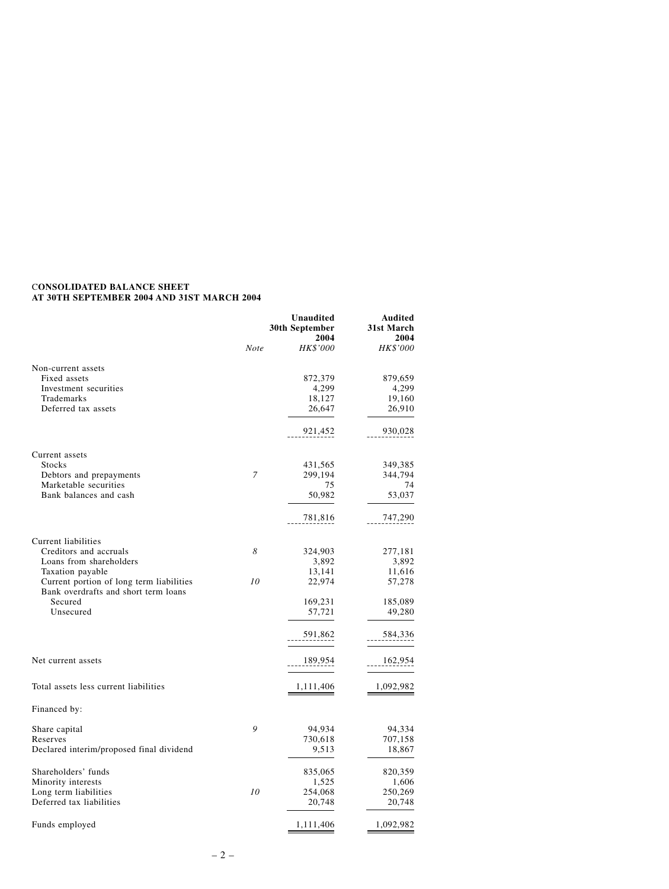**CONSOLIDATED BALANCE SHEET**
**AT 30TH SEPTEMBER 2004 AND 31ST MARCH 2004**

| | Note | Unaudited 30th September 2004 HK$'000 | Audited 31st March 2004 HK$'000 |
|---|---|---|---|
| Non-current assets | | | |
| Fixed assets | | 872,379 | 879,659 |
| Investment securities | | 4,299 | 4,299 |
| Trademarks | | 18,127 | 19,160 |
| Deferred tax assets | | 26,647 | 26,910 |
| | | 921,452 | 930,028 |
| Current assets | | | |
| Stocks | | 431,565 | 349,385 |
| Debtors and prepayments | 7 | 299,194 | 344,794 |
| Marketable securities | | 75 | 74 |
| Bank balances and cash | | 50,982 | 53,037 |
| | | 781,816 | 747,290 |
| Current liabilities | | | |
| Creditors and accruals | 8 | 324,903 | 277,181 |
| Loans from shareholders | | 3,892 | 3,892 |
| Taxation payable | | 13,141 | 11,616 |
| Current portion of long term liabilities | 10 | 22,974 | 57,278 |
| Bank overdrafts and short term loans | | | |
| Secured | | 169,231 | 185,089 |
| Unsecured | | 57,721 | 49,280 |
| | | 591,862 | 584,336 |
| Net current assets | | 189,954 | 162,954 |
| Total assets less current liabilities | | 1,111,406 | 1,092,982 |
| Financed by: | | | |
| Share capital | 9 | 94,934 | 94,334 |
| Reserves | | 730,618 | 707,158 |
| Declared interim/proposed final dividend | | 9,513 | 18,867 |
| Shareholders' funds | | 835,065 | 820,359 |
| Minority interests | | 1,525 | 1,606 |
| Long term liabilities | 10 | 254,068 | 250,269 |
| Deferred tax liabilities | | 20,748 | 20,748 |
| Funds employed | | 1,111,406 | 1,092,982 |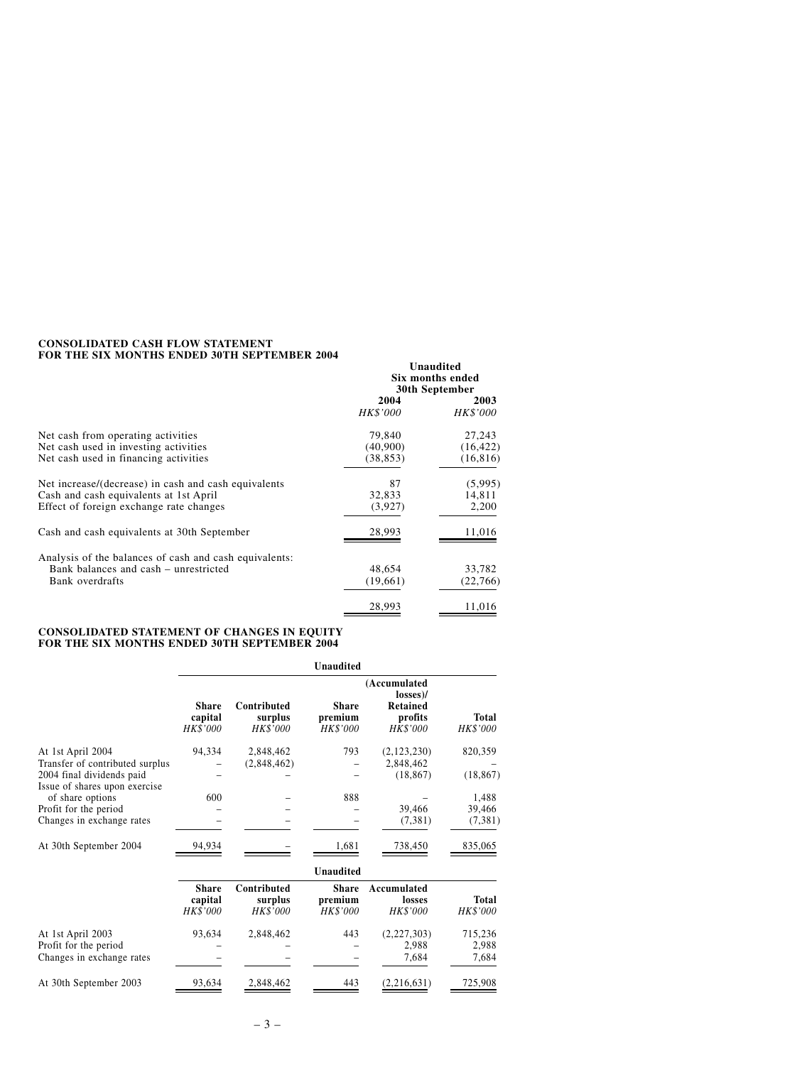**CONSOLIDATED CASH FLOW STATEMENT**
**FOR THE SIX MONTHS ENDED 30TH SEPTEMBER 2004**

| | Unaudited Six months ended 30th September | |
|---|---|---|
| | 2004 | 2003 |
| | *HK$'000* | *HK$'000* |
| Net cash from operating activities | 79,840 | 27,243 |
| Net cash used in investing activities | (40,900) | (16,422) |
| Net cash used in financing activities | (38,853) | (16,816) |
| Net increase/(decrease) in cash and cash equivalents | 87 | (5,995) |
| Cash and cash equivalents at 1st April | 32,833 | 14,811 |
| Effect of foreign exchange rate changes | (3,927) | 2,200 |
| Cash and cash equivalents at 30th September | 28,993 | 11,016 |
| Analysis of the balances of cash and cash equivalents: | | |
| Bank balances and cash – unrestricted | 48,654 | 33,782 |
| Bank overdrafts | (19,661) | (22,766) |
| | 28,993 | 11,016 |

**CONSOLIDATED STATEMENT OF CHANGES IN EQUITY**
**FOR THE SIX MONTHS ENDED 30TH SEPTEMBER 2004**

| | Unaudited | | | | |
|---|---|---|---|---|---|
| | Share capital | Contributed surplus | Share premium | (Accumulated losses)/ Retained profits | Total |
| | *HK$'000* | *HK$'000* | *HK$'000* | *HK$'000* | *HK$'000* |
| At 1st April 2004 | 94,334 | 2,848,462 | 793 | (2,123,230) | 820,359 |
| Transfer of contributed surplus | – | (2,848,462) | – | 2,848,462 | – |
| 2004 final dividends paid | – | – | – | (18,867) | (18,867) |
| Issue of shares upon exercise of share options | 600 | – | 888 | – | 1,488 |
| Profit for the period | – | – | – | 39,466 | 39,466 |
| Changes in exchange rates | – | – | – | (7,381) | (7,381) |
| At 30th September 2004 | 94,934 | – | 1,681 | 738,450 | 835,065 |

| | Unaudited | | | | |
|---|---|---|---|---|---|
| | Share capital | Contributed surplus | Share premium | Accumulated losses | Total |
| | *HK$'000* | *HK$'000* | *HK$'000* | *HK$'000* | *HK$'000* |
| At 1st April 2003 | 93,634 | 2,848,462 | 443 | (2,227,303) | 715,236 |
| Profit for the period | – | – | – | 2,988 | 2,988 |
| Changes in exchange rates | – | – | – | 7,684 | 7,684 |
| At 30th September 2003 | 93,634 | 2,848,462 | 443 | (2,216,631) | 725,908 |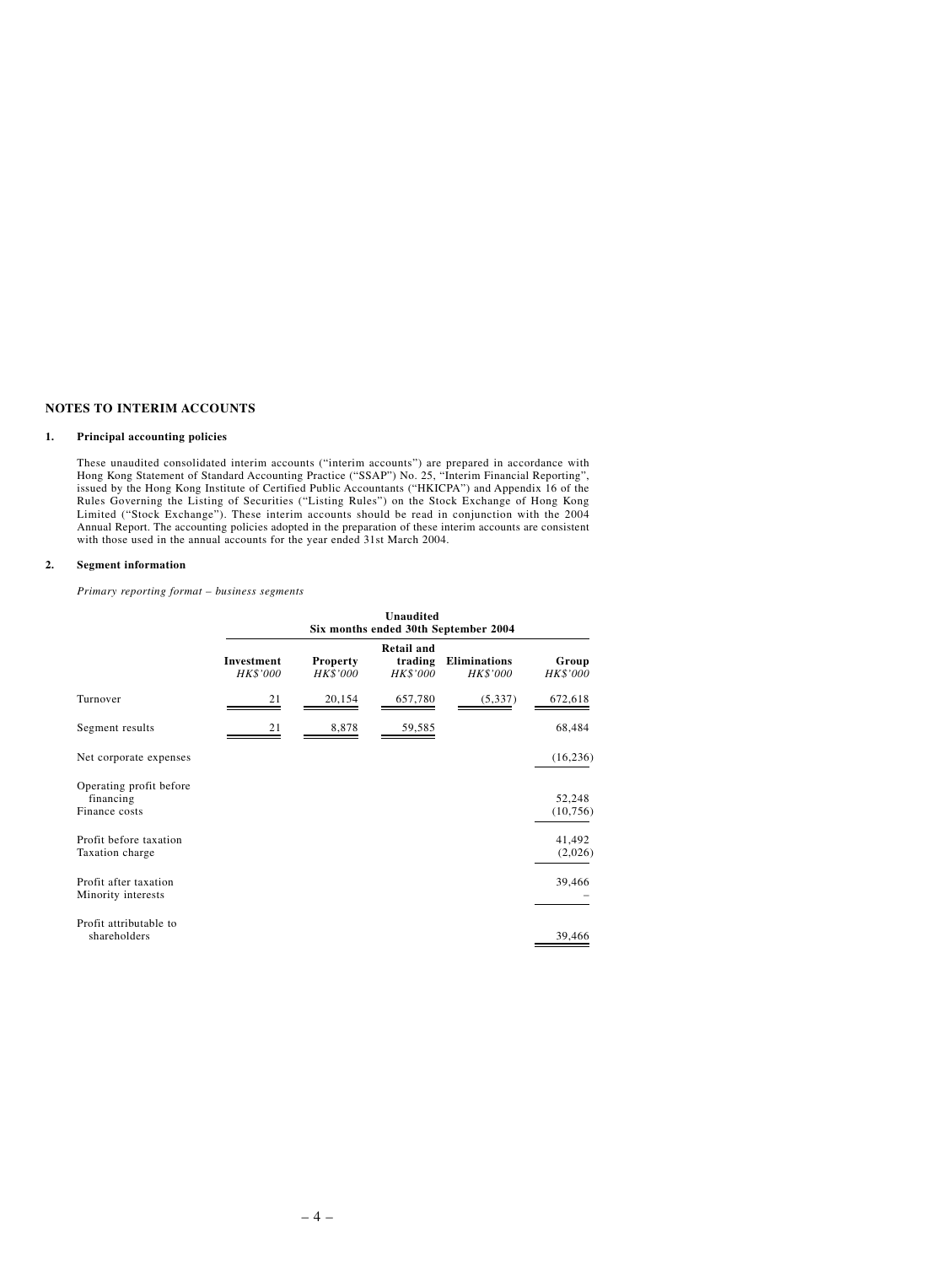## NOTES TO INTERIM ACCOUNTS

### 1. Principal accounting policies

These unaudited consolidated interim accounts ("interim accounts") are prepared in accordance with Hong Kong Statement of Standard Accounting Practice ("SSAP") No. 25, "Interim Financial Reporting", issued by the Hong Kong Institute of Certified Public Accountants ("HKICPA") and Appendix 16 of the Rules Governing the Listing of Securities ("Listing Rules") on the Stock Exchange of Hong Kong Limited ("Stock Exchange"). These interim accounts should be read in conjunction with the 2004 Annual Report. The accounting policies adopted in the preparation of these interim accounts are consistent with those used in the annual accounts for the year ended 31st March 2004.

### 2. Segment information

*Primary reporting format – business segments*

| | Unaudited Six months ended 30th September 2004 | | | | |
|---|---|---|---|---|---|
| | **Investment** *HK$'000* | **Property** *HK$'000* | **Retail and trading** *HK$'000* | **Eliminations** *HK$'000* | **Group** *HK$'000* |
| Turnover | 21 | 20,154 | 657,780 | (5,337) | 672,618 |
| Segment results | 21 | 8,878 | 59,585 | | 68,484 |
| Net corporate expenses | | | | | (16,236) |
| Operating profit before financing | | | | | 52,248 |
| Finance costs | | | | | (10,756) |
| Profit before taxation | | | | | 41,492 |
| Taxation charge | | | | | (2,026) |
| Profit after taxation | | | | | 39,466 |
| Minority interests | | | | | – |
| Profit attributable to shareholders | | | | | 39,466 |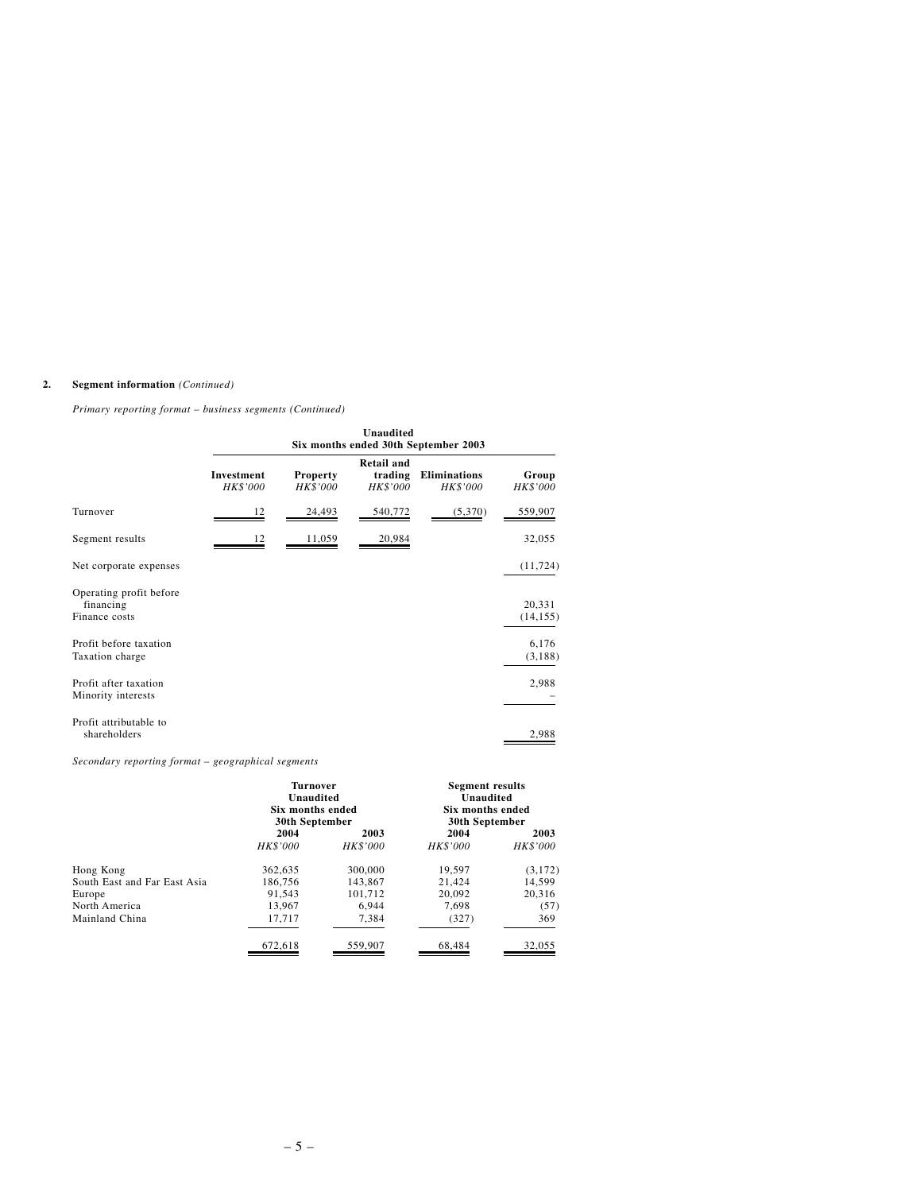## 2. Segment information *(Continued)*

*Primary reporting format – business segments (Continued)*

| | Unaudited Six months ended 30th September 2003 | | | | |
|---|---|---|---|---|---|
| | Investment *HK$'000* | Property *HK$'000* | Retail and trading *HK$'000* | Eliminations *HK$'000* | Group *HK$'000* |
| Turnover | 12 | 24,493 | 540,772 | (5,370) | 559,907 |
| Segment results | 12 | 11,059 | 20,984 | | 32,055 |
| Net corporate expenses | | | | | (11,724) |
| Operating profit before financing | | | | | 20,331 |
| Finance costs | | | | | (14,155) |
| Profit before taxation | | | | | 6,176 |
| Taxation charge | | | | | (3,188) |
| Profit after taxation | | | | | 2,988 |
| Minority interests | | | | | – |
| Profit attributable to shareholders | | | | | 2,988 |

*Secondary reporting format – geographical segments*

| | Turnover Unaudited Six months ended 30th September | | Segment results Unaudited Six months ended 30th September | |
|---|---|---|---|---|
| | 2004 *HK$'000* | 2003 *HK$'000* | 2004 *HK$'000* | 2003 *HK$'000* |
| Hong Kong | 362,635 | 300,000 | 19,597 | (3,172) |
| South East and Far East Asia | 186,756 | 143,867 | 21,424 | 14,599 |
| Europe | 91,543 | 101,712 | 20,092 | 20,316 |
| North America | 13,967 | 6,944 | 7,698 | (57) |
| Mainland China | 17,717 | 7,384 | (327) | 369 |
| | 672,618 | 559,907 | 68,484 | 32,055 |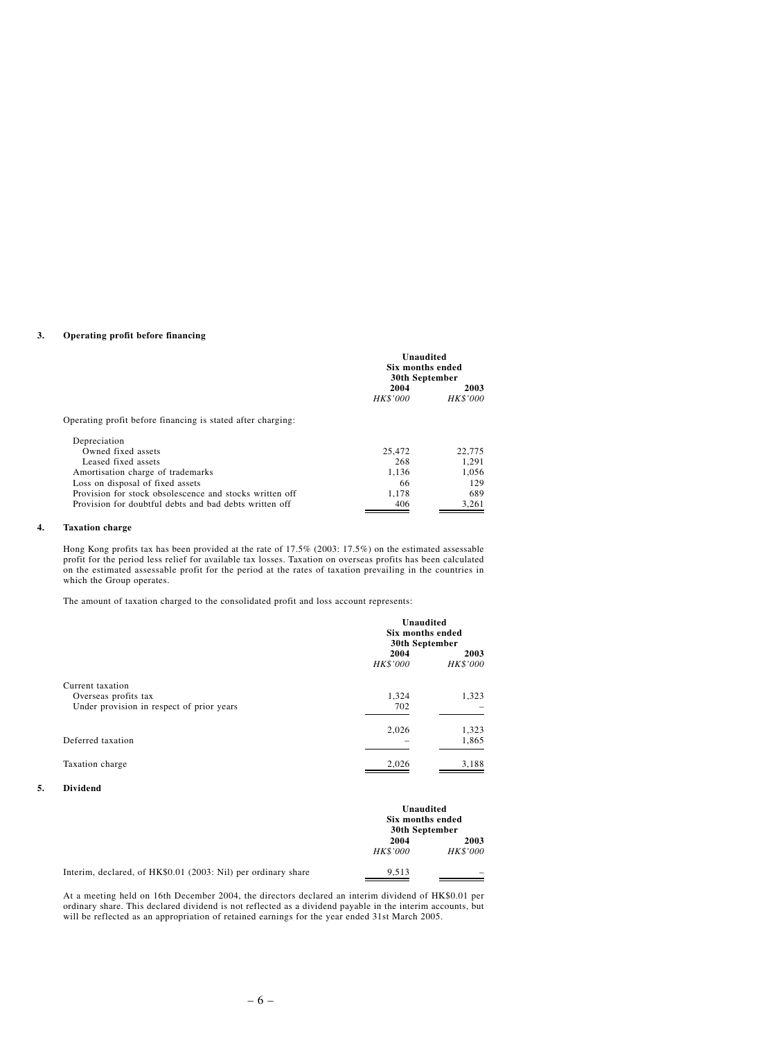### 3. Operating profit before financing

| | Unaudited Six months ended 30th September | |
|---|---|---|
| | 2004 | 2003 |
| | *HK$'000* | *HK$'000* |
| Operating profit before financing is stated after charging: | | |
| Depreciation | | |
| Owned fixed assets | 25,472 | 22,775 |
| Leased fixed assets | 268 | 1,291 |
| Amortisation charge of trademarks | 1,136 | 1,056 |
| Loss on disposal of fixed assets | 66 | 129 |
| Provision for stock obsolescence and stocks written off | 1,178 | 689 |
| Provision for doubtful debts and bad debts written off | 406 | 3,261 |

### 4. Taxation charge

Hong Kong profits tax has been provided at the rate of 17.5% (2003: 17.5%) on the estimated assessable profit for the period less relief for available tax losses. Taxation on overseas profits has been calculated on the estimated assessable profit for the period at the rates of taxation prevailing in the countries in which the Group operates.

The amount of taxation charged to the consolidated profit and loss account represents:

| | Unaudited Six months ended 30th September | |
|---|---|---|
| | 2004 | 2003 |
| | *HK$'000* | *HK$'000* |
| Current taxation | | |
| Overseas profits tax | 1,324 | 1,323 |
| Under provision in respect of prior years | 702 | – |
| | 2,026 | 1,323 |
| Deferred taxation | – | 1,865 |
| Taxation charge | 2,026 | 3,188 |

### 5. Dividend

| | Unaudited Six months ended 30th September | |
|---|---|---|
| | 2004 | 2003 |
| | *HK$'000* | *HK$'000* |
| Interim, declared, of HK$0.01 (2003: Nil) per ordinary share | 9,513 | – |

At a meeting held on 16th December 2004, the directors declared an interim dividend of HK$0.01 per ordinary share. This declared dividend is not reflected as a dividend payable in the interim accounts, but will be reflected as an appropriation of retained earnings for the year ended 31st March 2005.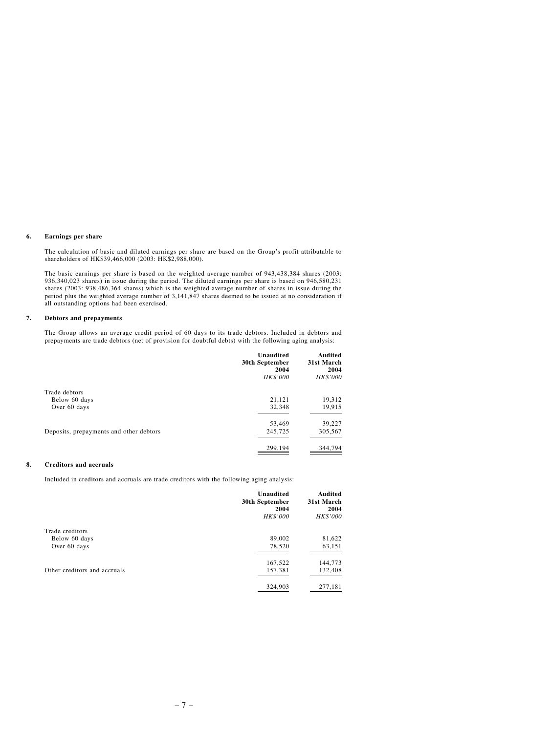### 6. Earnings per share

The calculation of basic and diluted earnings per share are based on the Group's profit attributable to shareholders of HK$39,466,000 (2003: HK$2,988,000).

The basic earnings per share is based on the weighted average number of 943,438,384 shares (2003: 936,340,023 shares) in issue during the period. The diluted earnings per share is based on 946,580,231 shares (2003: 938,486,364 shares) which is the weighted average number of shares in issue during the period plus the weighted average number of 3,141,847 shares deemed to be issued at no consideration if all outstanding options had been exercised.

### 7. Debtors and prepayments

The Group allows an average credit period of 60 days to its trade debtors. Included in debtors and prepayments are trade debtors (net of provision for doubtful debts) with the following aging analysis:

| | **Unaudited 30th September 2004** *HK$'000* | **Audited 31st March 2004** *HK$'000* |
|---|---|---|
| Trade debtors | | |
| Below 60 days | 21,121 | 19,312 |
| Over 60 days | 32,348 | 19,915 |
| | 53,469 | 39,227 |
| Deposits, prepayments and other debtors | 245,725 | 305,567 |
| | 299,194 | 344,794 |

### 8. Creditors and accruals

Included in creditors and accruals are trade creditors with the following aging analysis:

| | **Unaudited 30th September 2004** *HK$'000* | **Audited 31st March 2004** *HK$'000* |
|---|---|---|
| Trade creditors | | |
| Below 60 days | 89,002 | 81,622 |
| Over 60 days | 78,520 | 63,151 |
| | 167,522 | 144,773 |
| Other creditors and accruals | 157,381 | 132,408 |
| | 324,903 | 277,181 |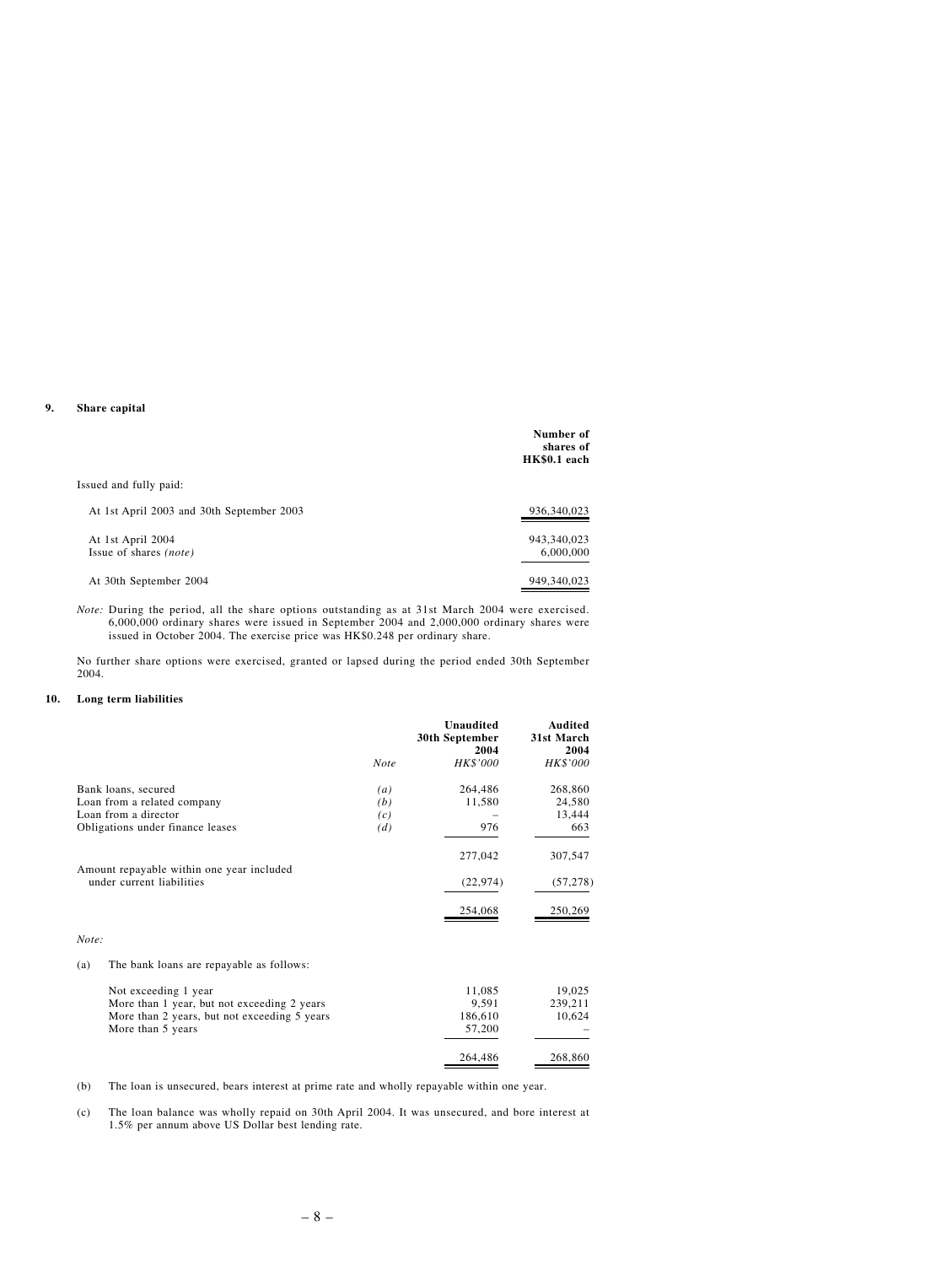## 9. Share capital

| | Number of shares of HK$0.1 each |
|---|---|
| Issued and fully paid: | |
| At 1st April 2003 and 30th September 2003 | 936,340,023 |
| At 1st April 2004 | 943,340,023 |
| Issue of shares *(note)* | 6,000,000 |
| At 30th September 2004 | 949,340,023 |

*Note:* During the period, all the share options outstanding as at 31st March 2004 were exercised. 6,000,000 ordinary shares were issued in September 2004 and 2,000,000 ordinary shares were issued in October 2004. The exercise price was HK$0.248 per ordinary share.

No further share options were exercised, granted or lapsed during the period ended 30th September 2004.

## 10. Long term liabilities

| | Note | Unaudited 30th September 2004 *HK$'000* | Audited 31st March 2004 *HK$'000* |
|---|---|---|---|
| Bank loans, secured | *(a)* | 264,486 | 268,860 |
| Loan from a related company | *(b)* | 11,580 | 24,580 |
| Loan from a director | *(c)* | – | 13,444 |
| Obligations under finance leases | *(d)* | 976 | 663 |
| | | 277,042 | 307,547 |
| Amount repayable within one year included under current liabilities | | (22,974) | (57,278) |
| | | 254,068 | 250,269 |

*Note:*

(a) The bank loans are repayable as follows:

| | Unaudited 30th September 2004 *HK$'000* | Audited 31st March 2004 *HK$'000* |
|---|---|---|
| Not exceeding 1 year | 11,085 | 19,025 |
| More than 1 year, but not exceeding 2 years | 9,591 | 239,211 |
| More than 2 years, but not exceeding 5 years | 186,610 | 10,624 |
| More than 5 years | 57,200 | – |
| | 264,486 | 268,860 |

(b) The loan is unsecured, bears interest at prime rate and wholly repayable within one year.

(c) The loan balance was wholly repaid on 30th April 2004. It was unsecured, and bore interest at 1.5% per annum above US Dollar best lending rate.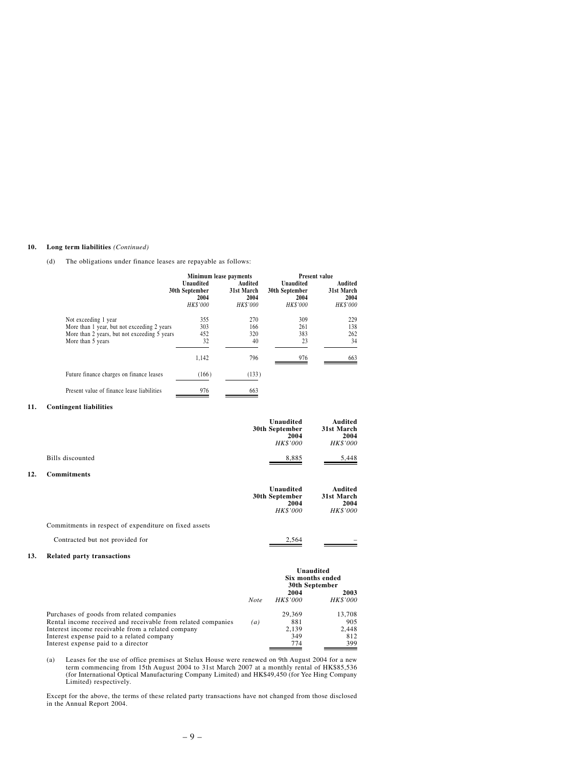### 10. Long term liabilities *(Continued)*

(d) The obligations under finance leases are repayable as follows:

| | Minimum lease payments | | Present value | |
|---|---|---|---|---|
| | Unaudited 30th September 2004 | Audited 31st March 2004 | Unaudited 30th September 2004 | Audited 31st March 2004 |
| | *HK$'000* | *HK$'000* | *HK$'000* | *HK$'000* |
| Not exceeding 1 year | 355 | 270 | 309 | 229 |
| More than 1 year, but not exceeding 2 years | 303 | 166 | 261 | 138 |
| More than 2 years, but not exceeding 5 years | 452 | 320 | 383 | 262 |
| More than 5 years | 32 | 40 | 23 | 34 |
| | 1,142 | 796 | 976 | 663 |
| Future finance charges on finance leases | (166) | (133) | | |
| Present value of finance lease liabilities | 976 | 663 | | |

### 11. Contingent liabilities

| | Unaudited 30th September 2004 | Audited 31st March 2004 |
|---|---|---|
| | *HK$'000* | *HK$'000* |
| Bills discounted | 8,885 | 5,448 |

### 12. Commitments

| | Unaudited 30th September 2004 | Audited 31st March 2004 |
|---|---|---|
| | *HK$'000* | *HK$'000* |
| Commitments in respect of expenditure on fixed assets | | |
| Contracted but not provided for | 2,564 | – |

### 13. Related party transactions

| | | Unaudited Six months ended 30th September | |
|---|---|---|---|
| | | 2004 | 2003 |
| | *Note* | *HK$'000* | *HK$'000* |
| Purchases of goods from related companies | | 29,369 | 13,708 |
| Rental income received and receivable from related companies | *(a)* | 881 | 905 |
| Interest income receivable from a related company | | 2,139 | 2,448 |
| Interest expense paid to a related company | | 349 | 812 |
| Interest expense paid to a director | | 774 | 399 |

(a) Leases for the use of office premises at Stelux House were renewed on 9th August 2004 for a new term commencing from 15th August 2004 to 31st March 2007 at a monthly rental of HK$85,536 (for International Optical Manufacturing Company Limited) and HK$49,450 (for Yee Hing Company Limited) respectively.

Except for the above, the terms of these related party transactions have not changed from those disclosed in the Annual Report 2004.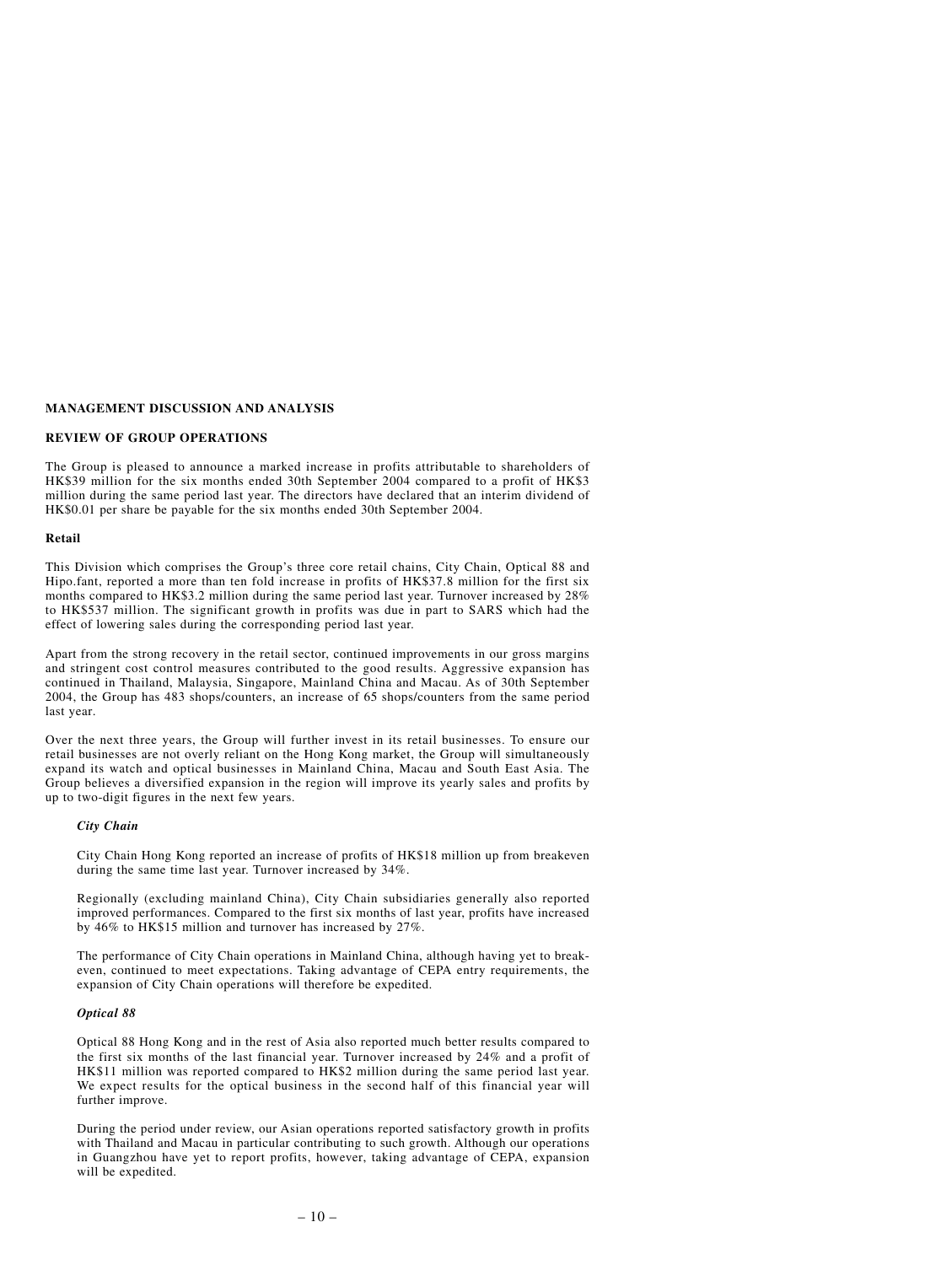## MANAGEMENT DISCUSSION AND ANALYSIS

## REVIEW OF GROUP OPERATIONS

The Group is pleased to announce a marked increase in profits attributable to shareholders of HK$39 million for the six months ended 30th September 2004 compared to a profit of HK$3 million during the same period last year. The directors have declared that an interim dividend of HK$0.01 per share be payable for the six months ended 30th September 2004.

### Retail

This Division which comprises the Group's three core retail chains, City Chain, Optical 88 and Hipo.fant, reported a more than ten fold increase in profits of HK$37.8 million for the first six months compared to HK$3.2 million during the same period last year. Turnover increased by 28% to HK$537 million. The significant growth in profits was due in part to SARS which had the effect of lowering sales during the corresponding period last year.

Apart from the strong recovery in the retail sector, continued improvements in our gross margins and stringent cost control measures contributed to the good results. Aggressive expansion has continued in Thailand, Malaysia, Singapore, Mainland China and Macau. As of 30th September 2004, the Group has 483 shops/counters, an increase of 65 shops/counters from the same period last year.

Over the next three years, the Group will further invest in its retail businesses. To ensure our retail businesses are not overly reliant on the Hong Kong market, the Group will simultaneously expand its watch and optical businesses in Mainland China, Macau and South East Asia. The Group believes a diversified expansion in the region will improve its yearly sales and profits by up to two-digit figures in the next few years.

#### *City Chain*

City Chain Hong Kong reported an increase of profits of HK$18 million up from breakeven during the same time last year. Turnover increased by 34%.

Regionally (excluding mainland China), City Chain subsidiaries generally also reported improved performances. Compared to the first six months of last year, profits have increased by 46% to HK$15 million and turnover has increased by 27%.

The performance of City Chain operations in Mainland China, although having yet to break-even, continued to meet expectations. Taking advantage of CEPA entry requirements, the expansion of City Chain operations will therefore be expedited.

#### *Optical 88*

Optical 88 Hong Kong and in the rest of Asia also reported much better results compared to the first six months of the last financial year. Turnover increased by 24% and a profit of HK$11 million was reported compared to HK$2 million during the same period last year. We expect results for the optical business in the second half of this financial year will further improve.

During the period under review, our Asian operations reported satisfactory growth in profits with Thailand and Macau in particular contributing to such growth. Although our operations in Guangzhou have yet to report profits, however, taking advantage of CEPA, expansion will be expedited.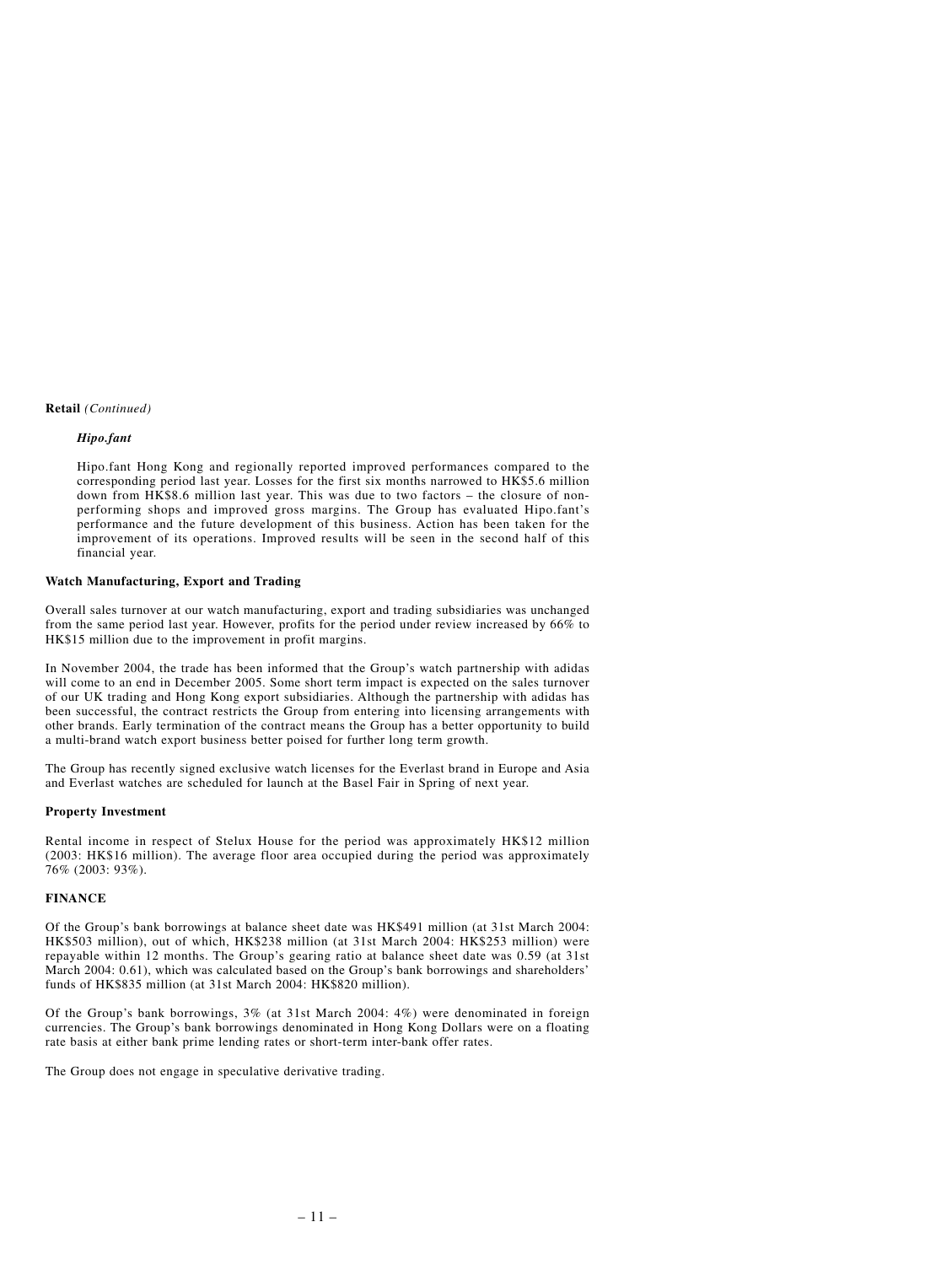**Retail** *(Continued)*

***Hipo.fant***

Hipo.fant Hong Kong and regionally reported improved performances compared to the corresponding period last year. Losses for the first six months narrowed to HK$5.6 million down from HK$8.6 million last year. This was due to two factors – the closure of non-performing shops and improved gross margins. The Group has evaluated Hipo.fant's performance and the future development of this business. Action has been taken for the improvement of its operations. Improved results will be seen in the second half of this financial year.

**Watch Manufacturing, Export and Trading**

Overall sales turnover at our watch manufacturing, export and trading subsidiaries was unchanged from the same period last year. However, profits for the period under review increased by 66% to HK$15 million due to the improvement in profit margins.

In November 2004, the trade has been informed that the Group's watch partnership with adidas will come to an end in December 2005. Some short term impact is expected on the sales turnover of our UK trading and Hong Kong export subsidiaries. Although the partnership with adidas has been successful, the contract restricts the Group from entering into licensing arrangements with other brands. Early termination of the contract means the Group has a better opportunity to build a multi-brand watch export business better poised for further long term growth.

The Group has recently signed exclusive watch licenses for the Everlast brand in Europe and Asia and Everlast watches are scheduled for launch at the Basel Fair in Spring of next year.

**Property Investment**

Rental income in respect of Stelux House for the period was approximately HK$12 million (2003: HK$16 million). The average floor area occupied during the period was approximately 76% (2003: 93%).

**FINANCE**

Of the Group's bank borrowings at balance sheet date was HK$491 million (at 31st March 2004: HK$503 million), out of which, HK$238 million (at 31st March 2004: HK$253 million) were repayable within 12 months. The Group's gearing ratio at balance sheet date was 0.59 (at 31st March 2004: 0.61), which was calculated based on the Group's bank borrowings and shareholders' funds of HK$835 million (at 31st March 2004: HK$820 million).

Of the Group's bank borrowings, 3% (at 31st March 2004: 4%) were denominated in foreign currencies. The Group's bank borrowings denominated in Hong Kong Dollars were on a floating rate basis at either bank prime lending rates or short-term inter-bank offer rates.

The Group does not engage in speculative derivative trading.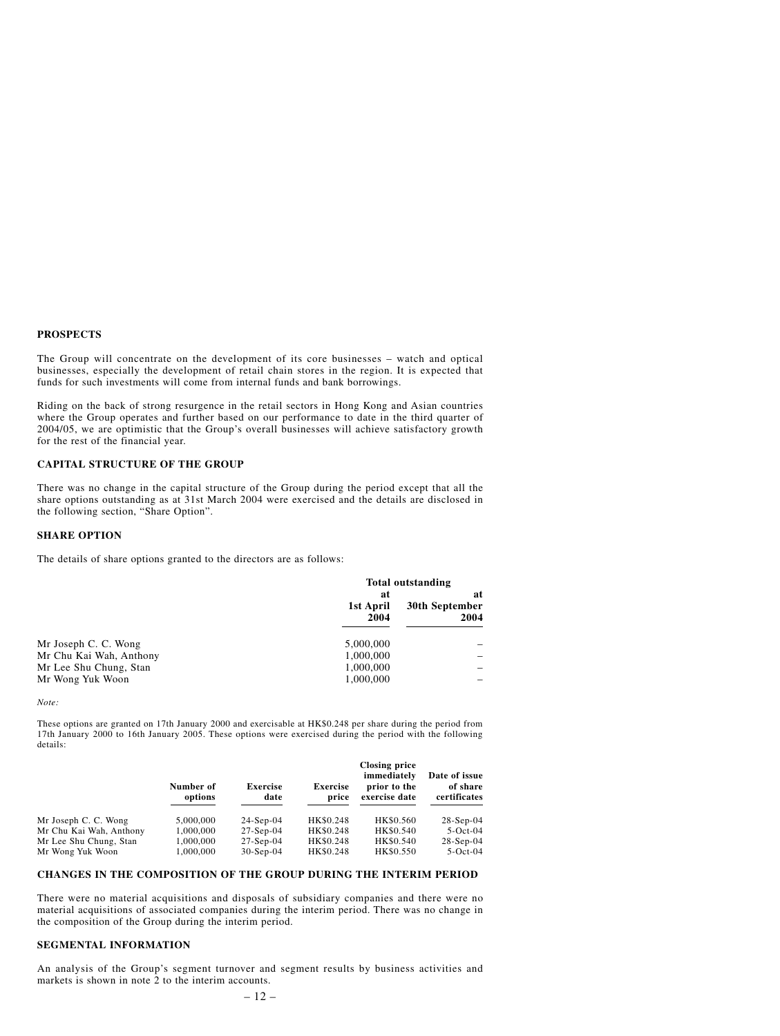## PROSPECTS

The Group will concentrate on the development of its core businesses – watch and optical businesses, especially the development of retail chain stores in the region. It is expected that funds for such investments will come from internal funds and bank borrowings.

Riding on the back of strong resurgence in the retail sectors in Hong Kong and Asian countries where the Group operates and further based on our performance to date in the third quarter of 2004/05, we are optimistic that the Group's overall businesses will achieve satisfactory growth for the rest of the financial year.

## CAPITAL STRUCTURE OF THE GROUP

There was no change in the capital structure of the Group during the period except that all the share options outstanding as at 31st March 2004 were exercised and the details are disclosed in the following section, "Share Option".

## SHARE OPTION

The details of share options granted to the directors are as follows:

| | Total outstanding | |
|---|---|---|
| | at 1st April 2004 | at 30th September 2004 |
| Mr Joseph C. C. Wong | 5,000,000 | – |
| Mr Chu Kai Wah, Anthony | 1,000,000 | – |
| Mr Lee Shu Chung, Stan | 1,000,000 | – |
| Mr Wong Yuk Woon | 1,000,000 | – |

*Note:*

These options are granted on 17th January 2000 and exercisable at HK$0.248 per share during the period from 17th January 2000 to 16th January 2005. These options were exercised during the period with the following details:

| | Number of options | Exercise date | Exercise price | Closing price immediately prior to the exercise date | Date of issue of share certificates |
|---|---|---|---|---|---|
| Mr Joseph C. C. Wong | 5,000,000 | 24-Sep-04 | HK$0.248 | HK$0.560 | 28-Sep-04 |
| Mr Chu Kai Wah, Anthony | 1,000,000 | 27-Sep-04 | HK$0.248 | HK$0.540 | 5-Oct-04 |
| Mr Lee Shu Chung, Stan | 1,000,000 | 27-Sep-04 | HK$0.248 | HK$0.540 | 28-Sep-04 |
| Mr Wong Yuk Woon | 1,000,000 | 30-Sep-04 | HK$0.248 | HK$0.550 | 5-Oct-04 |

## CHANGES IN THE COMPOSITION OF THE GROUP DURING THE INTERIM PERIOD

There were no material acquisitions and disposals of subsidiary companies and there were no material acquisitions of associated companies during the interim period. There was no change in the composition of the Group during the interim period.

## SEGMENTAL INFORMATION

An analysis of the Group's segment turnover and segment results by business activities and markets is shown in note 2 to the interim accounts.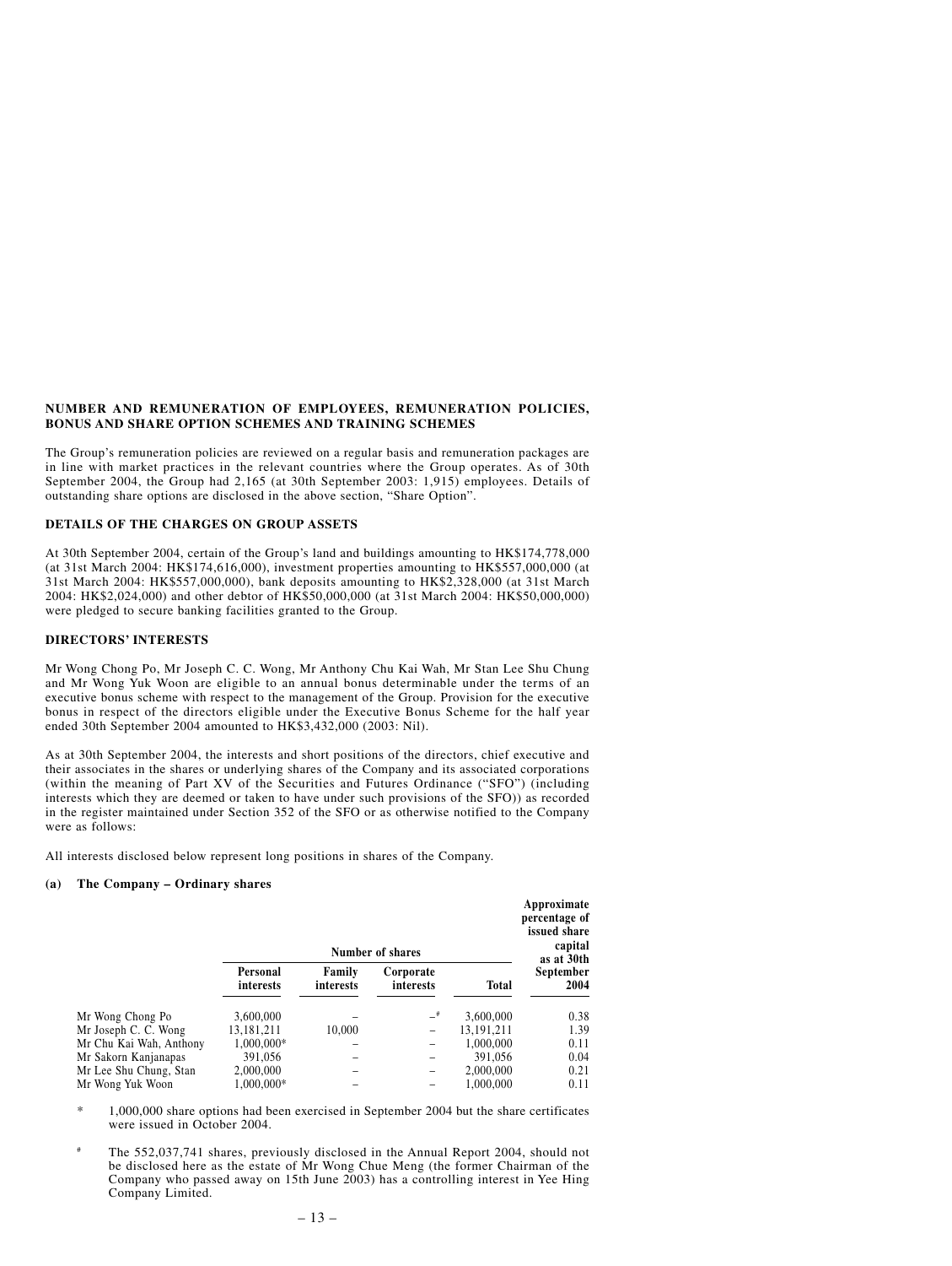## NUMBER AND REMUNERATION OF EMPLOYEES, REMUNERATION POLICIES, BONUS AND SHARE OPTION SCHEMES AND TRAINING SCHEMES

The Group's remuneration policies are reviewed on a regular basis and remuneration packages are in line with market practices in the relevant countries where the Group operates. As of 30th September 2004, the Group had 2,165 (at 30th September 2003: 1,915) employees. Details of outstanding share options are disclosed in the above section, "Share Option".

## DETAILS OF THE CHARGES ON GROUP ASSETS

At 30th September 2004, certain of the Group's land and buildings amounting to HK$174,778,000 (at 31st March 2004: HK$174,616,000), investment properties amounting to HK$557,000,000 (at 31st March 2004: HK$557,000,000), bank deposits amounting to HK$2,328,000 (at 31st March 2004: HK$2,024,000) and other debtor of HK$50,000,000 (at 31st March 2004: HK$50,000,000) were pledged to secure banking facilities granted to the Group.

## DIRECTORS' INTERESTS

Mr Wong Chong Po, Mr Joseph C. C. Wong, Mr Anthony Chu Kai Wah, Mr Stan Lee Shu Chung and Mr Wong Yuk Woon are eligible to an annual bonus determinable under the terms of an executive bonus scheme with respect to the management of the Group. Provision for the executive bonus in respect of the directors eligible under the Executive Bonus Scheme for the half year ended 30th September 2004 amounted to HK$3,432,000 (2003: Nil).

As at 30th September 2004, the interests and short positions of the directors, chief executive and their associates in the shares or underlying shares of the Company and its associated corporations (within the meaning of Part XV of the Securities and Futures Ordinance ("SFO") (including interests which they are deemed or taken to have under such provisions of the SFO)) as recorded in the register maintained under Section 352 of the SFO or as otherwise notified to the Company were as follows:

All interests disclosed below represent long positions in shares of the Company.

### (a) The Company – Ordinary shares

| | Number of shares | | | | Approximate percentage of issued share capital as at 30th September 2004 |
|---|---|---|---|---|---|
| | Personal interests | Family interests | Corporate interests | Total | |
| Mr Wong Chong Po | 3,600,000 | – | –# | 3,600,000 | 0.38 |
| Mr Joseph C. C. Wong | 13,181,211 | 10,000 | – | 13,191,211 | 1.39 |
| Mr Chu Kai Wah, Anthony | 1,000,000* | – | – | 1,000,000 | 0.11 |
| Mr Sakorn Kanjanapas | 391,056 | – | – | 391,056 | 0.04 |
| Mr Lee Shu Chung, Stan | 2,000,000 | – | – | 2,000,000 | 0.21 |
| Mr Wong Yuk Woon | 1,000,000* | – | – | 1,000,000 | 0.11 |

\* 1,000,000 share options had been exercised in September 2004 but the share certificates were issued in October 2004.

\# The 552,037,741 shares, previously disclosed in the Annual Report 2004, should not be disclosed here as the estate of Mr Wong Chue Meng (the former Chairman of the Company who passed away on 15th June 2003) has a controlling interest in Yee Hing Company Limited.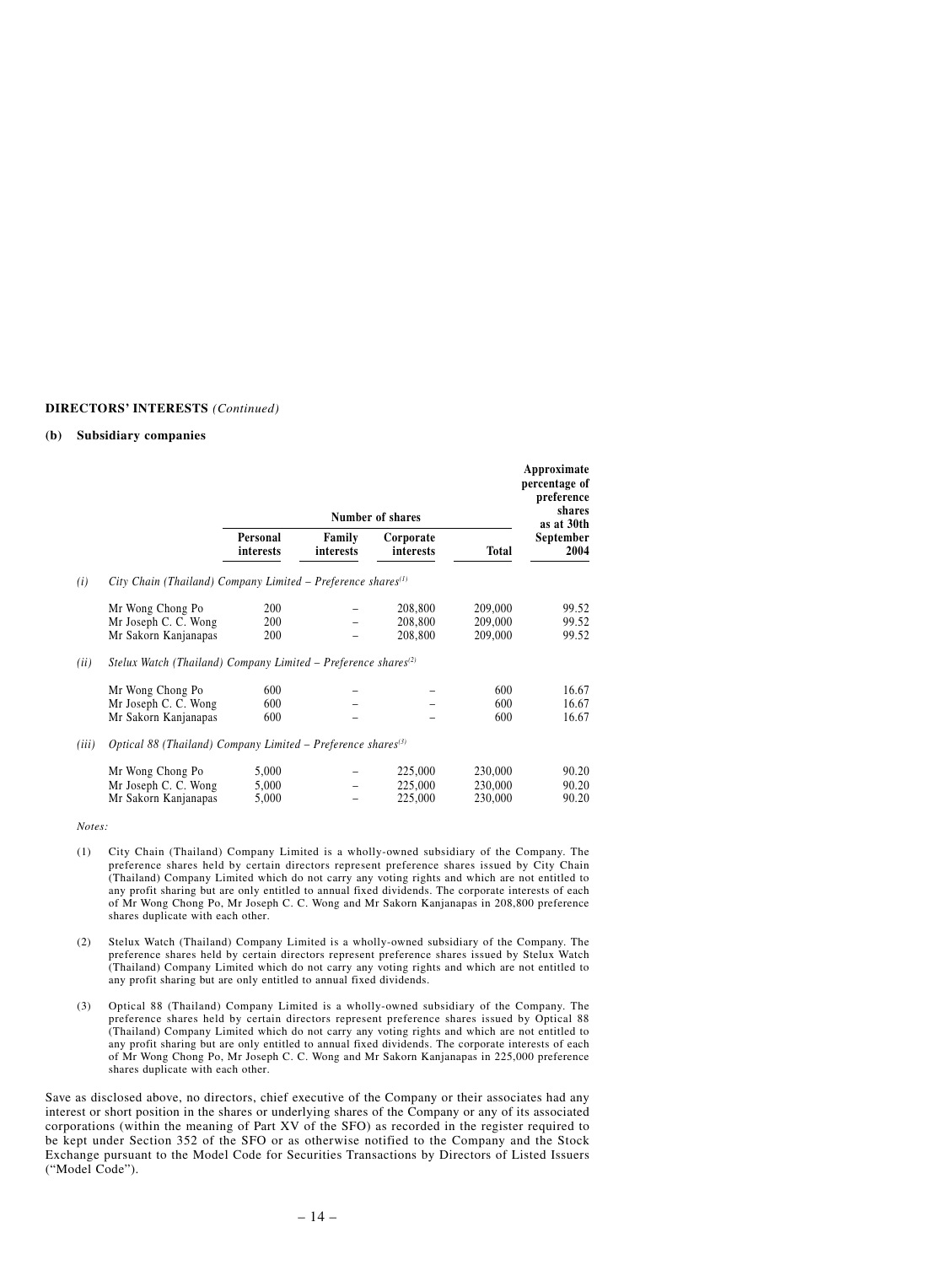**DIRECTORS' INTERESTS** *(Continued)*

**(b) Subsidiary companies**

| | | Number of shares | | | | Approximate percentage of preference shares as at 30th September 2004 |
|---|---|---|---|---|---|---|
| | | Personal interests | Family interests | Corporate interests | Total | |
| *(i)* | *City Chain (Thailand) Company Limited – Preference shares[(1)]* | | | | | |
| | Mr Wong Chong Po | 200 | – | 208,800 | 209,000 | 99.52 |
| | Mr Joseph C. C. Wong | 200 | – | 208,800 | 209,000 | 99.52 |
| | Mr Sakorn Kanjanapas | 200 | – | 208,800 | 209,000 | 99.52 |
| *(ii)* | *Stelux Watch (Thailand) Company Limited – Preference shares[(2)]* | | | | | |
| | Mr Wong Chong Po | 600 | – | – | 600 | 16.67 |
| | Mr Joseph C. C. Wong | 600 | – | – | 600 | 16.67 |
| | Mr Sakorn Kanjanapas | 600 | – | – | 600 | 16.67 |
| *(iii)* | *Optical 88 (Thailand) Company Limited – Preference shares[(3)]* | | | | | |
| | Mr Wong Chong Po | 5,000 | – | 225,000 | 230,000 | 90.20 |
| | Mr Joseph C. C. Wong | 5,000 | – | 225,000 | 230,000 | 90.20 |
| | Mr Sakorn Kanjanapas | 5,000 | – | 225,000 | 230,000 | 90.20 |

*Notes:*

(1) City Chain (Thailand) Company Limited is a wholly-owned subsidiary of the Company. The preference shares held by certain directors represent preference shares issued by City Chain (Thailand) Company Limited which do not carry any voting rights and which are not entitled to any profit sharing but are only entitled to annual fixed dividends. The corporate interests of each of Mr Wong Chong Po, Mr Joseph C. C. Wong and Mr Sakorn Kanjanapas in 208,800 preference shares duplicate with each other.

(2) Stelux Watch (Thailand) Company Limited is a wholly-owned subsidiary of the Company. The preference shares held by certain directors represent preference shares issued by Stelux Watch (Thailand) Company Limited which do not carry any voting rights and which are not entitled to any profit sharing but are only entitled to annual fixed dividends.

(3) Optical 88 (Thailand) Company Limited is a wholly-owned subsidiary of the Company. The preference shares held by certain directors represent preference shares issued by Optical 88 (Thailand) Company Limited which do not carry any voting rights and which are not entitled to any profit sharing but are only entitled to annual fixed dividends. The corporate interests of each of Mr Wong Chong Po, Mr Joseph C. C. Wong and Mr Sakorn Kanjanapas in 225,000 preference shares duplicate with each other.

Save as disclosed above, no directors, chief executive of the Company or their associates had any interest or short position in the shares or underlying shares of the Company or any of its associated corporations (within the meaning of Part XV of the SFO) as recorded in the register required to be kept under Section 352 of the SFO or as otherwise notified to the Company and the Stock Exchange pursuant to the Model Code for Securities Transactions by Directors of Listed Issuers ("Model Code").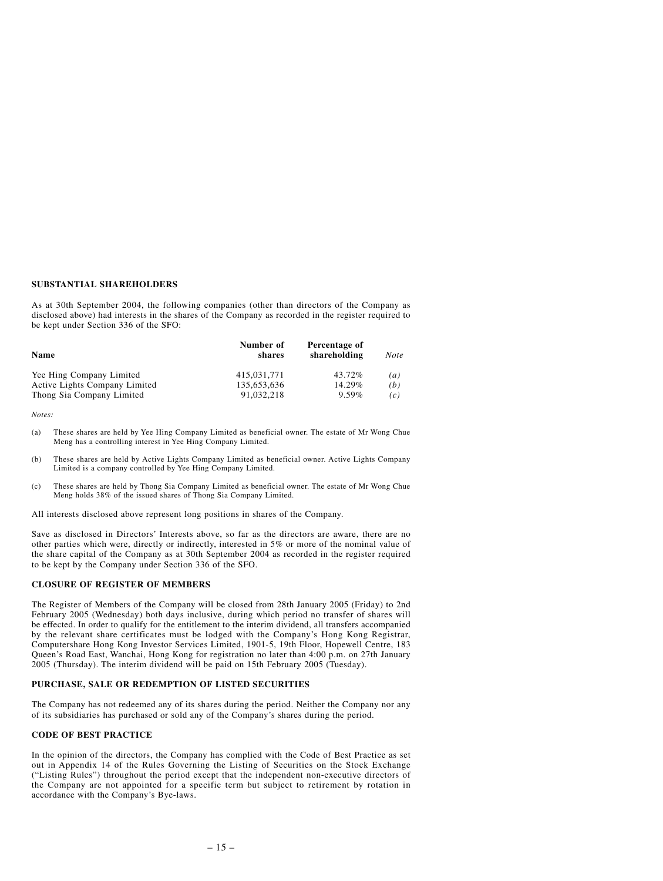### SUBSTANTIAL SHAREHOLDERS

As at 30th September 2004, the following companies (other than directors of the Company as disclosed above) had interests in the shares of the Company as recorded in the register required to be kept under Section 336 of the SFO:

| Name | Number of shares | Percentage of shareholding | *Note* |
|---|---|---|---|
| Yee Hing Company Limited | 415,031,771 | 43.72% | *(a)* |
| Active Lights Company Limited | 135,653,636 | 14.29% | *(b)* |
| Thong Sia Company Limited | 91,032,218 | 9.59% | *(c)* |

*Notes:*

(a) These shares are held by Yee Hing Company Limited as beneficial owner. The estate of Mr Wong Chue Meng has a controlling interest in Yee Hing Company Limited.

(b) These shares are held by Active Lights Company Limited as beneficial owner. Active Lights Company Limited is a company controlled by Yee Hing Company Limited.

(c) These shares are held by Thong Sia Company Limited as beneficial owner. The estate of Mr Wong Chue Meng holds 38% of the issued shares of Thong Sia Company Limited.

All interests disclosed above represent long positions in shares of the Company.

Save as disclosed in Directors' Interests above, so far as the directors are aware, there are no other parties which were, directly or indirectly, interested in 5% or more of the nominal value of the share capital of the Company as at 30th September 2004 as recorded in the register required to be kept by the Company under Section 336 of the SFO.

### CLOSURE OF REGISTER OF MEMBERS

The Register of Members of the Company will be closed from 28th January 2005 (Friday) to 2nd February 2005 (Wednesday) both days inclusive, during which period no transfer of shares will be effected. In order to qualify for the entitlement to the interim dividend, all transfers accompanied by the relevant share certificates must be lodged with the Company's Hong Kong Registrar, Computershare Hong Kong Investor Services Limited, 1901-5, 19th Floor, Hopewell Centre, 183 Queen's Road East, Wanchai, Hong Kong for registration no later than 4:00 p.m. on 27th January 2005 (Thursday). The interim dividend will be paid on 15th February 2005 (Tuesday).

### PURCHASE, SALE OR REDEMPTION OF LISTED SECURITIES

The Company has not redeemed any of its shares during the period. Neither the Company nor any of its subsidiaries has purchased or sold any of the Company's shares during the period.

### CODE OF BEST PRACTICE

In the opinion of the directors, the Company has complied with the Code of Best Practice as set out in Appendix 14 of the Rules Governing the Listing of Securities on the Stock Exchange ("Listing Rules") throughout the period except that the independent non-executive directors of the Company are not appointed for a specific term but subject to retirement by rotation in accordance with the Company's Bye-laws.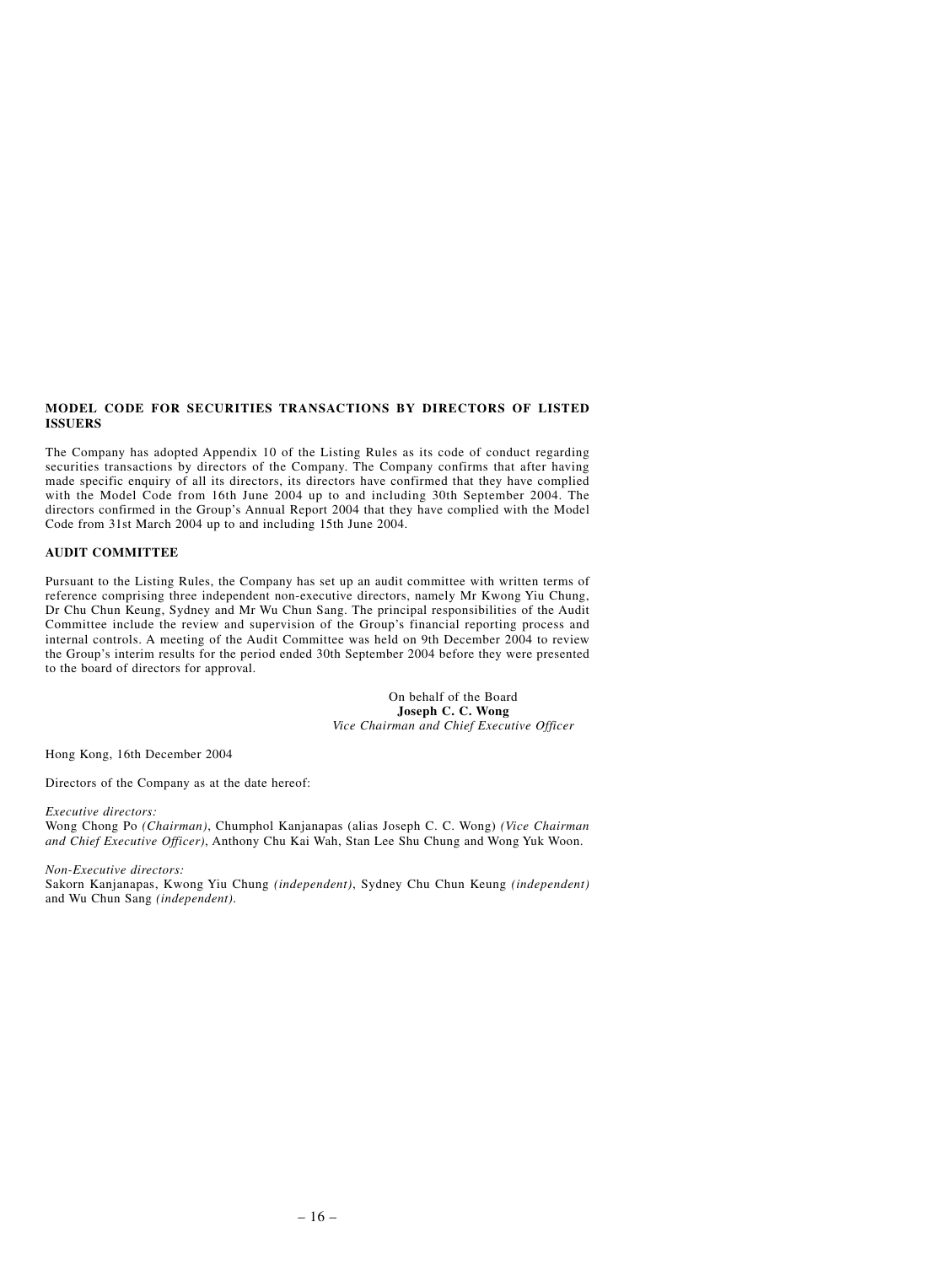## MODEL CODE FOR SECURITIES TRANSACTIONS BY DIRECTORS OF LISTED ISSUERS

The Company has adopted Appendix 10 of the Listing Rules as its code of conduct regarding securities transactions by directors of the Company. The Company confirms that after having made specific enquiry of all its directors, its directors have confirmed that they have complied with the Model Code from 16th June 2004 up to and including 30th September 2004. The directors confirmed in the Group's Annual Report 2004 that they have complied with the Model Code from 31st March 2004 up to and including 15th June 2004.

## AUDIT COMMITTEE

Pursuant to the Listing Rules, the Company has set up an audit committee with written terms of reference comprising three independent non-executive directors, namely Mr Kwong Yiu Chung, Dr Chu Chun Keung, Sydney and Mr Wu Chun Sang. The principal responsibilities of the Audit Committee include the review and supervision of the Group's financial reporting process and internal controls. A meeting of the Audit Committee was held on 9th December 2004 to review the Group's interim results for the period ended 30th September 2004 before they were presented to the board of directors for approval.

On behalf of the Board
**Joseph C. C. Wong**
*Vice Chairman and Chief Executive Officer*

Hong Kong, 16th December 2004

Directors of the Company as at the date hereof:

*Executive directors:*
Wong Chong Po *(Chairman)*, Chumphol Kanjanapas (alias Joseph C. C. Wong) *(Vice Chairman and Chief Executive Officer)*, Anthony Chu Kai Wah, Stan Lee Shu Chung and Wong Yuk Woon.

*Non-Executive directors:*
Sakorn Kanjanapas, Kwong Yiu Chung *(independent)*, Sydney Chu Chun Keung *(independent)* and Wu Chun Sang *(independent)*.